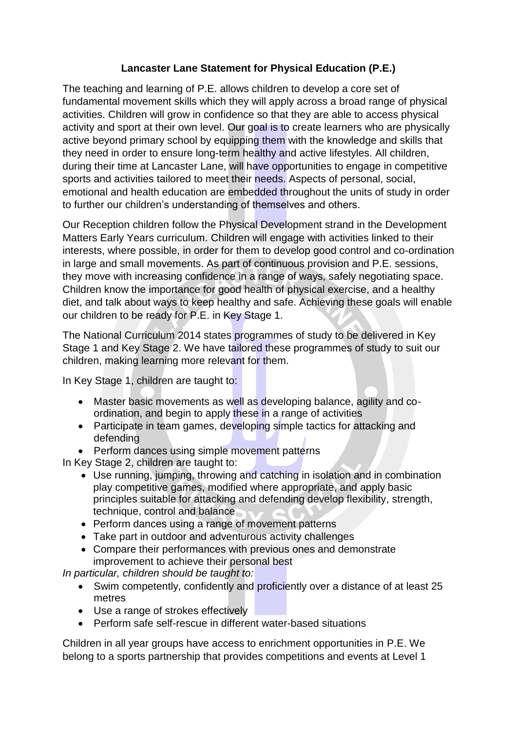**Lancaster Lane Statement for Physical Education (P.E.)**

The teaching and learning of P.E. allows children to develop a core set of fundamental movement skills which they will apply across a broad range of physical activities. Children will grow in confidence so that they are able to access physical activity and sport at their own level. Our goal is to create learners who are physically active beyond primary school by equipping them with the knowledge and skills that they need in order to ensure long-term healthy and active lifestyles. All children, during their time at Lancaster Lane, will have opportunities to engage in competitive sports and activities tailored to meet their needs. Aspects of personal, social, emotional and health education are embedded throughout the units of study in order to further our children's understanding of themselves and others.

Our Reception children follow the Physical Development strand in the Development Matters Early Years curriculum. Children will engage with activities linked to their interests, where possible, in order for them to develop good control and co-ordination in large and small movements. As part of continuous provision and P.E. sessions, they move with increasing confidence in a range of ways, safely negotiating space. Children know the importance for good health of physical exercise, and a healthy diet, and talk about ways to keep healthy and safe. Achieving these goals will enable our children to be ready for P.E. in Key Stage 1.

The National Curriculum 2014 states programmes of study to be delivered in Key Stage 1 and Key Stage 2. We have tailored these programmes of study to suit our children, making learning more relevant for them.

In Key Stage 1, children are taught to:

- Master basic movements as well as developing balance, agility and co-ordination, and begin to apply these in a range of activities
- Participate in team games, developing simple tactics for attacking and defending
- Perform dances using simple movement patterns

In Key Stage 2, children are taught to:

- Use running, jumping, throwing and catching in isolation and in combination play competitive games, modified where appropriate, and apply basic principles suitable for attacking and defending develop flexibility, strength, technique, control and balance
- Perform dances using a range of movement patterns
- Take part in outdoor and adventurous activity challenges
- Compare their performances with previous ones and demonstrate improvement to achieve their personal best

*In particular, children should be taught to:*

- Swim competently, confidently and proficiently over a distance of at least 25 metres
- Use a range of strokes effectively
- Perform safe self-rescue in different water-based situations

Children in all year groups have access to enrichment opportunities in P.E. We belong to a sports partnership that provides competitions and events at Level 1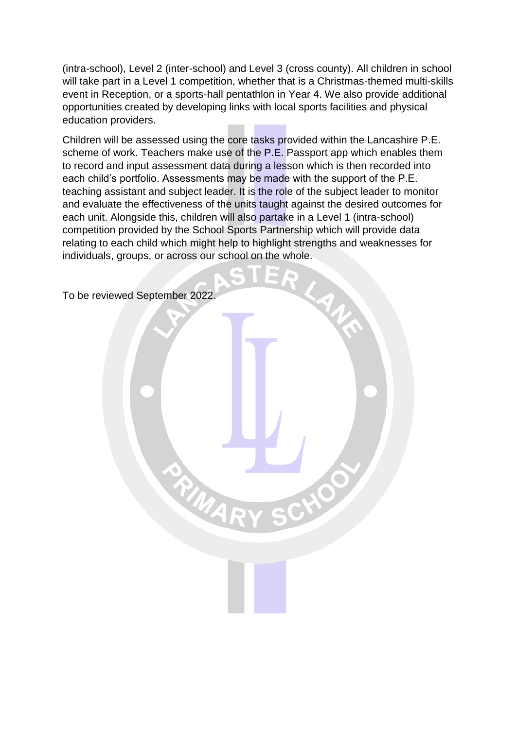(intra-school), Level 2 (inter-school) and Level 3 (cross county). All children in school will take part in a Level 1 competition, whether that is a Christmas-themed multi-skills event in Reception, or a sports-hall pentathlon in Year 4. We also provide additional opportunities created by developing links with local sports facilities and physical education providers.

Children will be assessed using the core tasks provided within the Lancashire P.E. scheme of work. Teachers make use of the P.E. Passport app which enables them to record and input assessment data during a lesson which is then recorded into each child's portfolio. Assessments may be made with the support of the P.E. teaching assistant and subject leader. It is the role of the subject leader to monitor and evaluate the effectiveness of the units taught against the desired outcomes for each unit. Alongside this, children will also partake in a Level 1 (intra-school) competition provided by the School Sports Partnership which will provide data relating to each child which might help to highlight strengths and weaknesses for individuals, groups, or across our school on the whole.

To be reviewed September 2022.